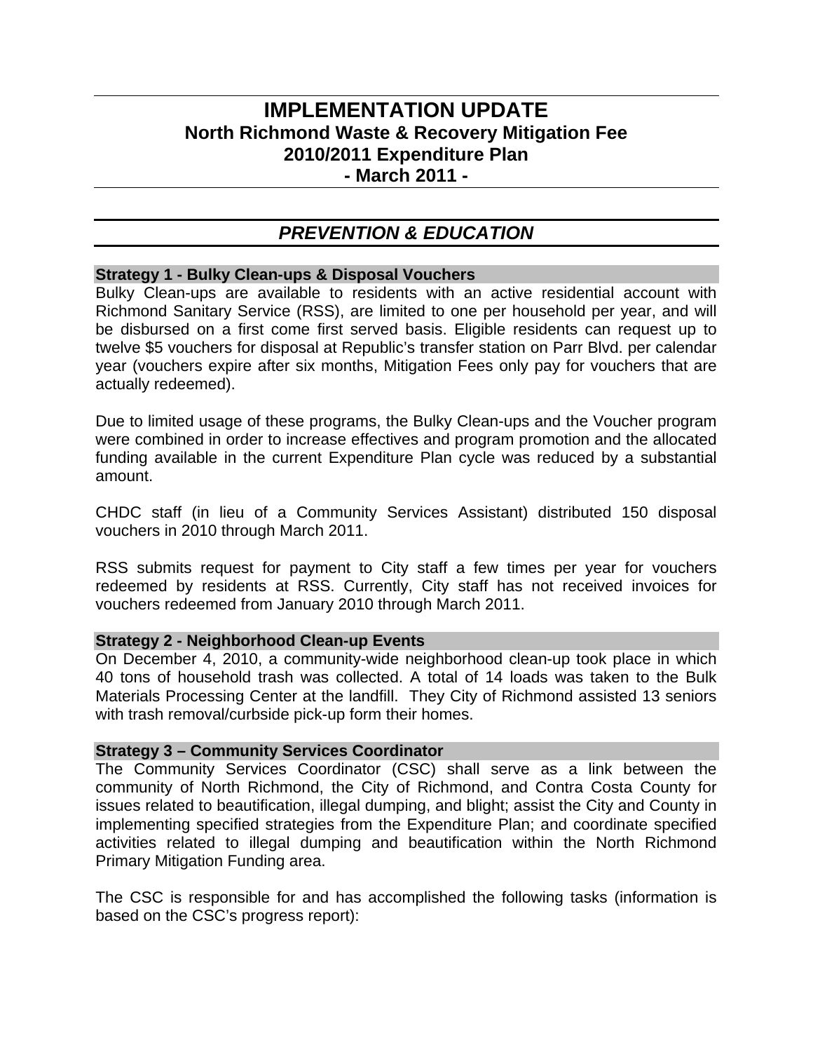# IMPLEMENTATION UPDATE

## North Richmond Waste & Recovery Mitigation Fee
## 2010/2011 Expenditure Plan
## - March 2011 -

## *PREVENTION & EDUCATION*

### Strategy 1 - Bulky Clean-ups & Disposal Vouchers

Bulky Clean-ups are available to residents with an active residential account with Richmond Sanitary Service (RSS), are limited to one per household per year, and will be disbursed on a first come first served basis. Eligible residents can request up to twelve $5 vouchers for disposal at Republic's transfer station on Parr Blvd. per calendar year (vouchers expire after six months, Mitigation Fees only pay for vouchers that are actually redeemed).

Due to limited usage of these programs, the Bulky Clean-ups and the Voucher program were combined in order to increase effectives and program promotion and the allocated funding available in the current Expenditure Plan cycle was reduced by a substantial amount.

CHDC staff (in lieu of a Community Services Assistant) distributed 150 disposal vouchers in 2010 through March 2011.

RSS submits request for payment to City staff a few times per year for vouchers redeemed by residents at RSS. Currently, City staff has not received invoices for vouchers redeemed from January 2010 through March 2011.

### Strategy 2 - Neighborhood Clean-up Events

On December 4, 2010, a community-wide neighborhood clean-up took place in which 40 tons of household trash was collected. A total of 14 loads was taken to the Bulk Materials Processing Center at the landfill. They City of Richmond assisted 13 seniors with trash removal/curbside pick-up form their homes.

### Strategy 3 – Community Services Coordinator

The Community Services Coordinator (CSC) shall serve as a link between the community of North Richmond, the City of Richmond, and Contra Costa County for issues related to beautification, illegal dumping, and blight; assist the City and County in implementing specified strategies from the Expenditure Plan; and coordinate specified activities related to illegal dumping and beautification within the North Richmond Primary Mitigation Funding area.

The CSC is responsible for and has accomplished the following tasks (information is based on the CSC's progress report):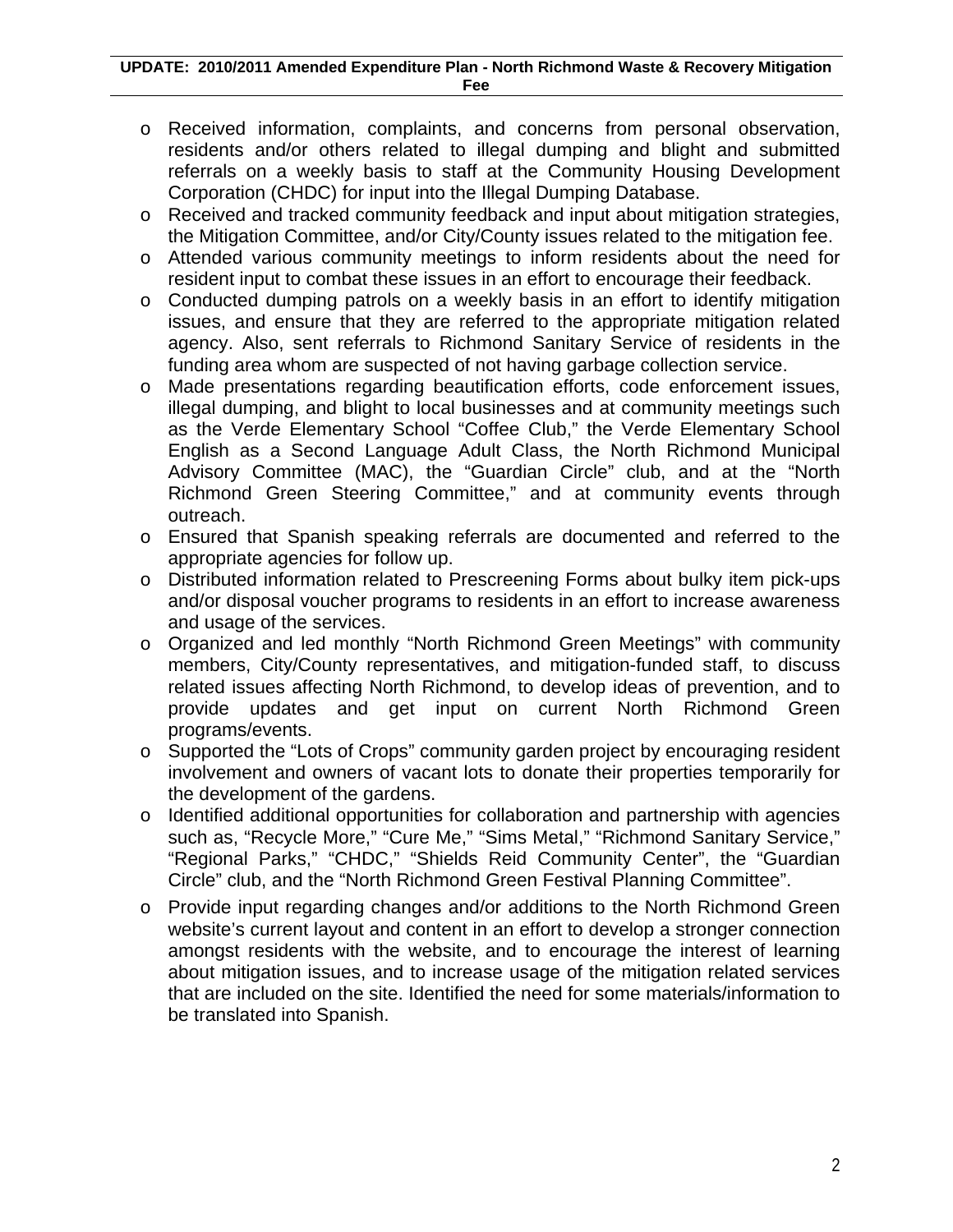- Received information, complaints, and concerns from personal observation, residents and/or others related to illegal dumping and blight and submitted referrals on a weekly basis to staff at the Community Housing Development Corporation (CHDC) for input into the Illegal Dumping Database.
- Received and tracked community feedback and input about mitigation strategies, the Mitigation Committee, and/or City/County issues related to the mitigation fee.
- Attended various community meetings to inform residents about the need for resident input to combat these issues in an effort to encourage their feedback.
- Conducted dumping patrols on a weekly basis in an effort to identify mitigation issues, and ensure that they are referred to the appropriate mitigation related agency. Also, sent referrals to Richmond Sanitary Service of residents in the funding area whom are suspected of not having garbage collection service.
- Made presentations regarding beautification efforts, code enforcement issues, illegal dumping, and blight to local businesses and at community meetings such as the Verde Elementary School "Coffee Club," the Verde Elementary School English as a Second Language Adult Class, the North Richmond Municipal Advisory Committee (MAC), the "Guardian Circle" club, and at the "North Richmond Green Steering Committee," and at community events through outreach.
- Ensured that Spanish speaking referrals are documented and referred to the appropriate agencies for follow up.
- Distributed information related to Prescreening Forms about bulky item pick-ups and/or disposal voucher programs to residents in an effort to increase awareness and usage of the services.
- Organized and led monthly "North Richmond Green Meetings" with community members, City/County representatives, and mitigation-funded staff, to discuss related issues affecting North Richmond, to develop ideas of prevention, and to provide updates and get input on current North Richmond Green programs/events.
- Supported the "Lots of Crops" community garden project by encouraging resident involvement and owners of vacant lots to donate their properties temporarily for the development of the gardens.
- Identified additional opportunities for collaboration and partnership with agencies such as, "Recycle More," "Cure Me," "Sims Metal," "Richmond Sanitary Service," "Regional Parks," "CHDC," "Shields Reid Community Center", the "Guardian Circle" club, and the "North Richmond Green Festival Planning Committee".
- Provide input regarding changes and/or additions to the North Richmond Green website's current layout and content in an effort to develop a stronger connection amongst residents with the website, and to encourage the interest of learning about mitigation issues, and to increase usage of the mitigation related services that are included on the site. Identified the need for some materials/information to be translated into Spanish.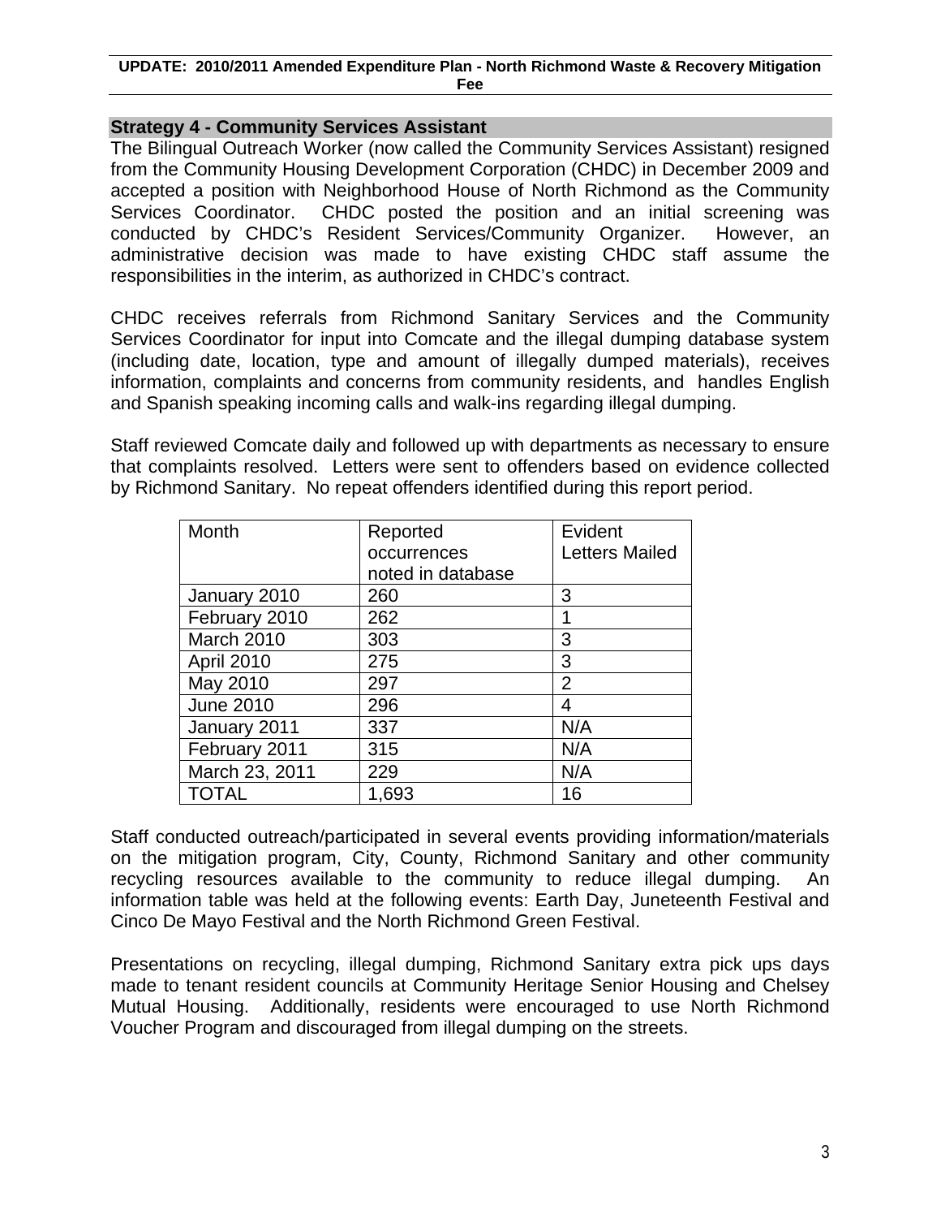## Strategy 4 - Community Services Assistant

The Bilingual Outreach Worker (now called the Community Services Assistant) resigned from the Community Housing Development Corporation (CHDC) in December 2009 and accepted a position with Neighborhood House of North Richmond as the Community Services Coordinator. CHDC posted the position and an initial screening was conducted by CHDC's Resident Services/Community Organizer. However, an administrative decision was made to have existing CHDC staff assume the responsibilities in the interim, as authorized in CHDC's contract.

CHDC receives referrals from Richmond Sanitary Services and the Community Services Coordinator for input into Comcate and the illegal dumping database system (including date, location, type and amount of illegally dumped materials), receives information, complaints and concerns from community residents, and handles English and Spanish speaking incoming calls and walk-ins regarding illegal dumping.

Staff reviewed Comcate daily and followed up with departments as necessary to ensure that complaints resolved. Letters were sent to offenders based on evidence collected by Richmond Sanitary. No repeat offenders identified during this report period.

| Month | Reported occurrences noted in database | Evident Letters Mailed |
|---|---|---|
| January 2010 | 260 | 3 |
| February 2010 | 262 | 1 |
| March 2010 | 303 | 3 |
| April 2010 | 275 | 3 |
| May 2010 | 297 | 2 |
| June 2010 | 296 | 4 |
| January 2011 | 337 | N/A |
| February 2011 | 315 | N/A |
| March 23, 2011 | 229 | N/A |
| TOTAL | 1,693 | 16 |

Staff conducted outreach/participated in several events providing information/materials on the mitigation program, City, County, Richmond Sanitary and other community recycling resources available to the community to reduce illegal dumping. An information table was held at the following events: Earth Day, Juneteenth Festival and Cinco De Mayo Festival and the North Richmond Green Festival.

Presentations on recycling, illegal dumping, Richmond Sanitary extra pick ups days made to tenant resident councils at Community Heritage Senior Housing and Chelsey Mutual Housing. Additionally, residents were encouraged to use North Richmond Voucher Program and discouraged from illegal dumping on the streets.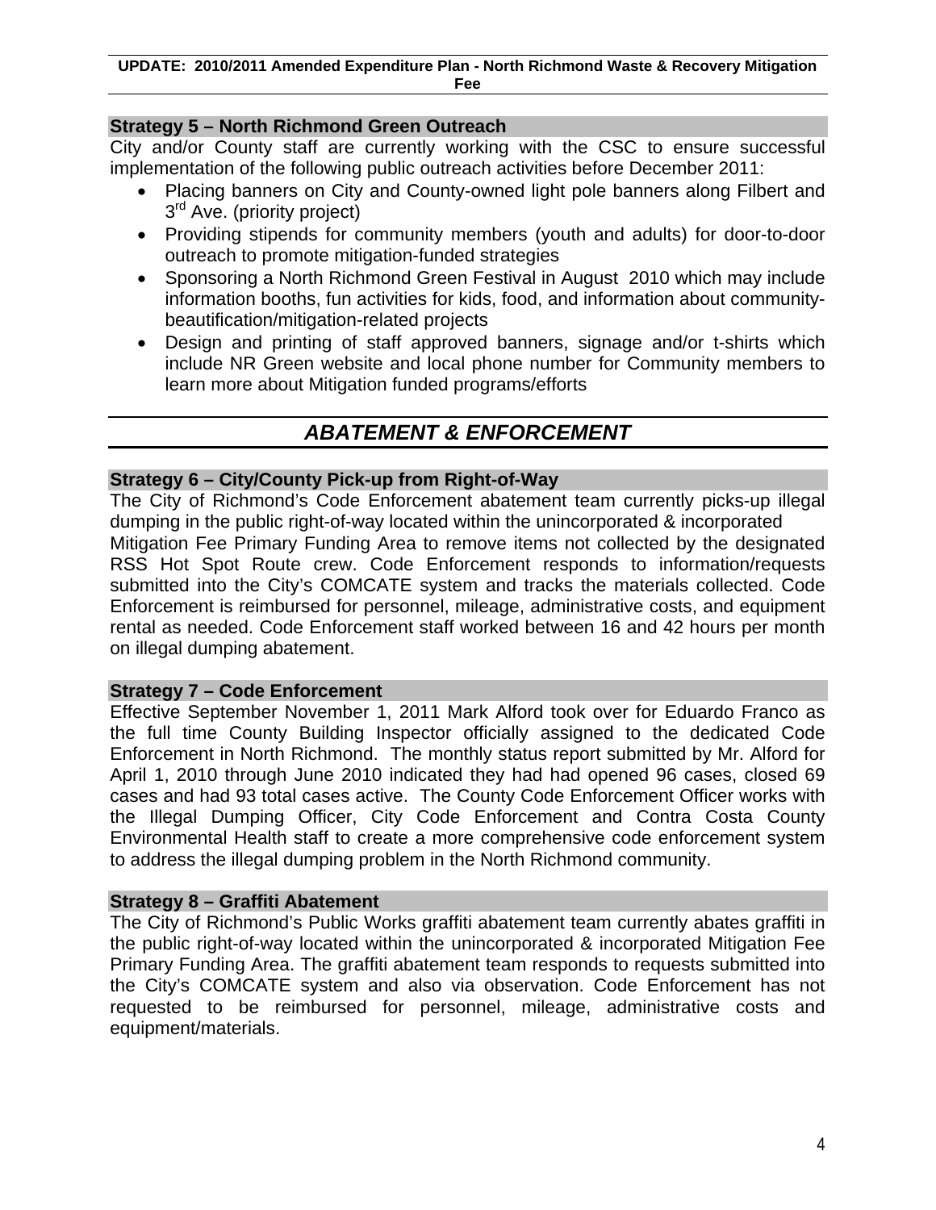### Strategy 5 – North Richmond Green Outreach

City and/or County staff are currently working with the CSC to ensure successful implementation of the following public outreach activities before December 2011:

- Placing banners on City and County-owned light pole banners along Filbert and 3rd Ave. (priority project)
- Providing stipends for community members (youth and adults) for door-to-door outreach to promote mitigation-funded strategies
- Sponsoring a North Richmond Green Festival in August 2010 which may include information booths, fun activities for kids, food, and information about community-beautification/mitigation-related projects
- Design and printing of staff approved banners, signage and/or t-shirts which include NR Green website and local phone number for Community members to learn more about Mitigation funded programs/efforts

## *ABATEMENT & ENFORCEMENT*

### Strategy 6 – City/County Pick-up from Right-of-Way

The City of Richmond's Code Enforcement abatement team currently picks-up illegal dumping in the public right-of-way located within the unincorporated & incorporated Mitigation Fee Primary Funding Area to remove items not collected by the designated RSS Hot Spot Route crew. Code Enforcement responds to information/requests submitted into the City's COMCATE system and tracks the materials collected. Code Enforcement is reimbursed for personnel, mileage, administrative costs, and equipment rental as needed. Code Enforcement staff worked between 16 and 42 hours per month on illegal dumping abatement.

### Strategy 7 – Code Enforcement

Effective September November 1, 2011 Mark Alford took over for Eduardo Franco as the full time County Building Inspector officially assigned to the dedicated Code Enforcement in North Richmond. The monthly status report submitted by Mr. Alford for April 1, 2010 through June 2010 indicated they had had opened 96 cases, closed 69 cases and had 93 total cases active. The County Code Enforcement Officer works with the Illegal Dumping Officer, City Code Enforcement and Contra Costa County Environmental Health staff to create a more comprehensive code enforcement system to address the illegal dumping problem in the North Richmond community.

### Strategy 8 – Graffiti Abatement

The City of Richmond's Public Works graffiti abatement team currently abates graffiti in the public right-of-way located within the unincorporated & incorporated Mitigation Fee Primary Funding Area. The graffiti abatement team responds to requests submitted into the City's COMCATE system and also via observation. Code Enforcement has not requested to be reimbursed for personnel, mileage, administrative costs and equipment/materials.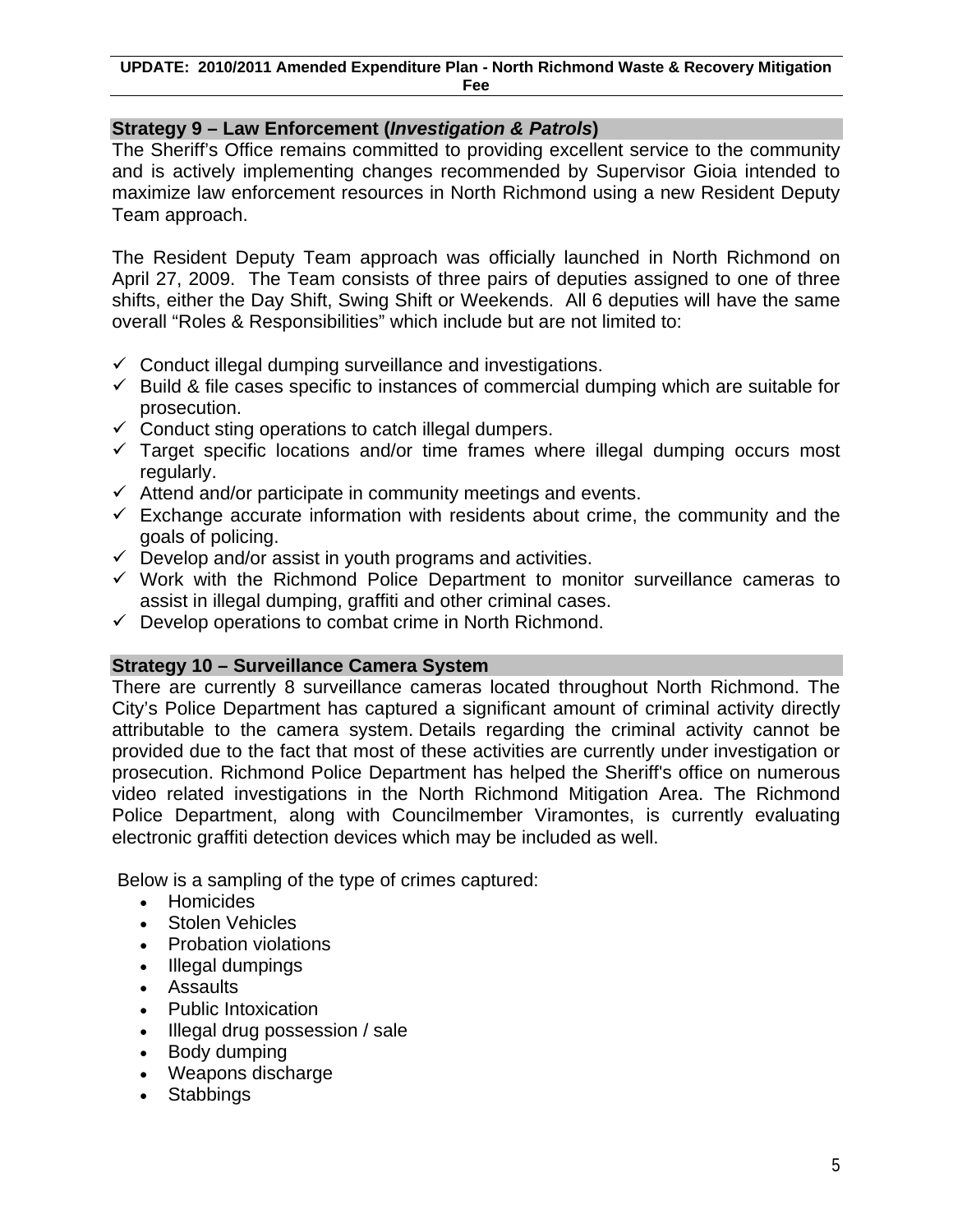## Strategy 9 – Law Enforcement (*Investigation & Patrols*)

The Sheriff's Office remains committed to providing excellent service to the community and is actively implementing changes recommended by Supervisor Gioia intended to maximize law enforcement resources in North Richmond using a new Resident Deputy Team approach.

The Resident Deputy Team approach was officially launched in North Richmond on April 27, 2009. The Team consists of three pairs of deputies assigned to one of three shifts, either the Day Shift, Swing Shift or Weekends. All 6 deputies will have the same overall "Roles & Responsibilities" which include but are not limited to:

- ✓ Conduct illegal dumping surveillance and investigations.
- ✓ Build & file cases specific to instances of commercial dumping which are suitable for prosecution.
- ✓ Conduct sting operations to catch illegal dumpers.
- ✓ Target specific locations and/or time frames where illegal dumping occurs most regularly.
- ✓ Attend and/or participate in community meetings and events.
- ✓ Exchange accurate information with residents about crime, the community and the goals of policing.
- ✓ Develop and/or assist in youth programs and activities.
- ✓ Work with the Richmond Police Department to monitor surveillance cameras to assist in illegal dumping, graffiti and other criminal cases.
- ✓ Develop operations to combat crime in North Richmond.

## Strategy 10 – Surveillance Camera System

There are currently 8 surveillance cameras located throughout North Richmond. The City's Police Department has captured a significant amount of criminal activity directly attributable to the camera system. Details regarding the criminal activity cannot be provided due to the fact that most of these activities are currently under investigation or prosecution. Richmond Police Department has helped the Sheriff's office on numerous video related investigations in the North Richmond Mitigation Area. The Richmond Police Department, along with Councilmember Viramontes, is currently evaluating electronic graffiti detection devices which may be included as well.

Below is a sampling of the type of crimes captured:

- Homicides
- Stolen Vehicles
- Probation violations
- Illegal dumpings
- Assaults
- Public Intoxication
- Illegal drug possession / sale
- Body dumping
- Weapons discharge
- Stabbings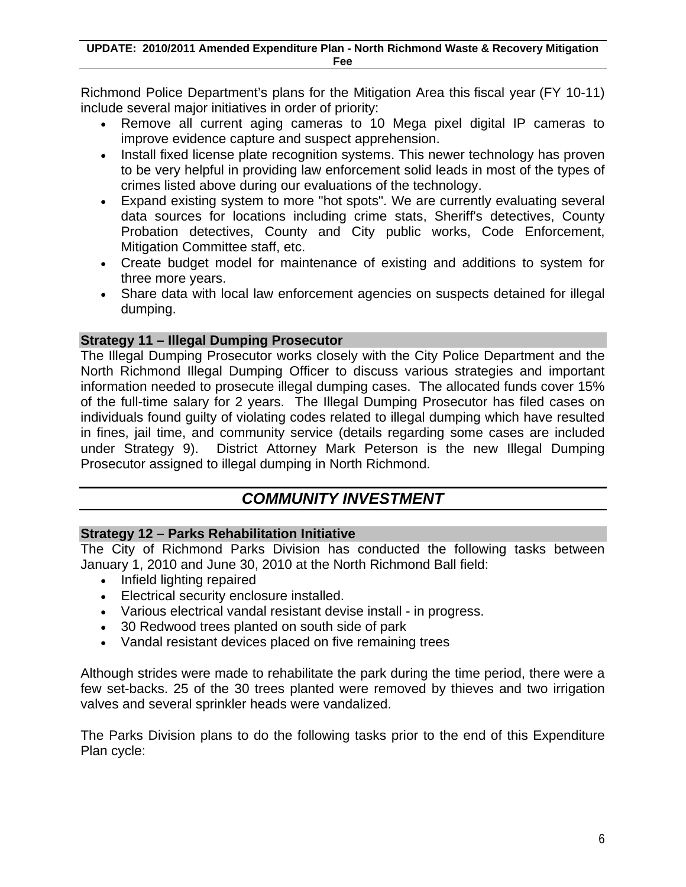Richmond Police Department's plans for the Mitigation Area this fiscal year (FY 10-11) include several major initiatives in order of priority:

- Remove all current aging cameras to 10 Mega pixel digital IP cameras to improve evidence capture and suspect apprehension.
- Install fixed license plate recognition systems. This newer technology has proven to be very helpful in providing law enforcement solid leads in most of the types of crimes listed above during our evaluations of the technology.
- Expand existing system to more "hot spots". We are currently evaluating several data sources for locations including crime stats, Sheriff's detectives, County Probation detectives, County and City public works, Code Enforcement, Mitigation Committee staff, etc.
- Create budget model for maintenance of existing and additions to system for three more years.
- Share data with local law enforcement agencies on suspects detained for illegal dumping.

### Strategy 11 – Illegal Dumping Prosecutor

The Illegal Dumping Prosecutor works closely with the City Police Department and the North Richmond Illegal Dumping Officer to discuss various strategies and important information needed to prosecute illegal dumping cases. The allocated funds cover 15% of the full-time salary for 2 years. The Illegal Dumping Prosecutor has filed cases on individuals found guilty of violating codes related to illegal dumping which have resulted in fines, jail time, and community service (details regarding some cases are included under Strategy 9). District Attorney Mark Peterson is the new Illegal Dumping Prosecutor assigned to illegal dumping in North Richmond.

## *COMMUNITY INVESTMENT*

### Strategy 12 – Parks Rehabilitation Initiative

The City of Richmond Parks Division has conducted the following tasks between January 1, 2010 and June 30, 2010 at the North Richmond Ball field:

- Infield lighting repaired
- Electrical security enclosure installed.
- Various electrical vandal resistant devise install - in progress.
- 30 Redwood trees planted on south side of park
- Vandal resistant devices placed on five remaining trees

Although strides were made to rehabilitate the park during the time period, there were a few set-backs. 25 of the 30 trees planted were removed by thieves and two irrigation valves and several sprinkler heads were vandalized.

The Parks Division plans to do the following tasks prior to the end of this Expenditure Plan cycle: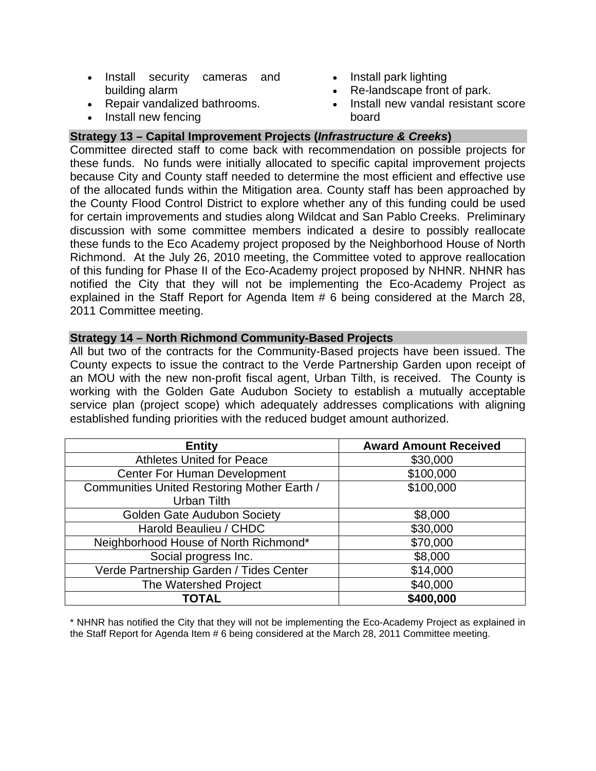- Install security cameras and building alarm
- Repair vandalized bathrooms.
- Install new fencing
- Install park lighting
- Re-landscape front of park.
- Install new vandal resistant score board

**Strategy 13 – Capital Improvement Projects (*Infrastructure & Creeks*)**

Committee directed staff to come back with recommendation on possible projects for these funds. No funds were initially allocated to specific capital improvement projects because City and County staff needed to determine the most efficient and effective use of the allocated funds within the Mitigation area. County staff has been approached by the County Flood Control District to explore whether any of this funding could be used for certain improvements and studies along Wildcat and San Pablo Creeks. Preliminary discussion with some committee members indicated a desire to possibly reallocate these funds to the Eco Academy project proposed by the Neighborhood House of North Richmond. At the July 26, 2010 meeting, the Committee voted to approve reallocation of this funding for Phase II of the Eco-Academy project proposed by NHNR. NHNR has notified the City that they will not be implementing the Eco-Academy Project as explained in the Staff Report for Agenda Item # 6 being considered at the March 28, 2011 Committee meeting.

**Strategy 14 – North Richmond Community-Based Projects**

All but two of the contracts for the Community-Based projects have been issued. The County expects to issue the contract to the Verde Partnership Garden upon receipt of an MOU with the new non-profit fiscal agent, Urban Tilth, is received. The County is working with the Golden Gate Audubon Society to establish a mutually acceptable service plan (project scope) which adequately addresses complications with aligning established funding priorities with the reduced budget amount authorized.

| Entity | Award Amount Received |
|---|---|
| Athletes United for Peace | $30,000 |
| Center For Human Development | $100,000 |
| Communities United Restoring Mother Earth / Urban Tilth | $100,000 |
| Golden Gate Audubon Society | $8,000 |
| Harold Beaulieu / CHDC | $30,000 |
| Neighborhood House of North Richmond* | $70,000 |
| Social progress Inc. | $8,000 |
| Verde Partnership Garden / Tides Center | $14,000 |
| The Watershed Project | $40,000 |
| **TOTAL** | **$400,000** |

* NHNR has notified the City that they will not be implementing the Eco-Academy Project as explained in the Staff Report for Agenda Item # 6 being considered at the March 28, 2011 Committee meeting.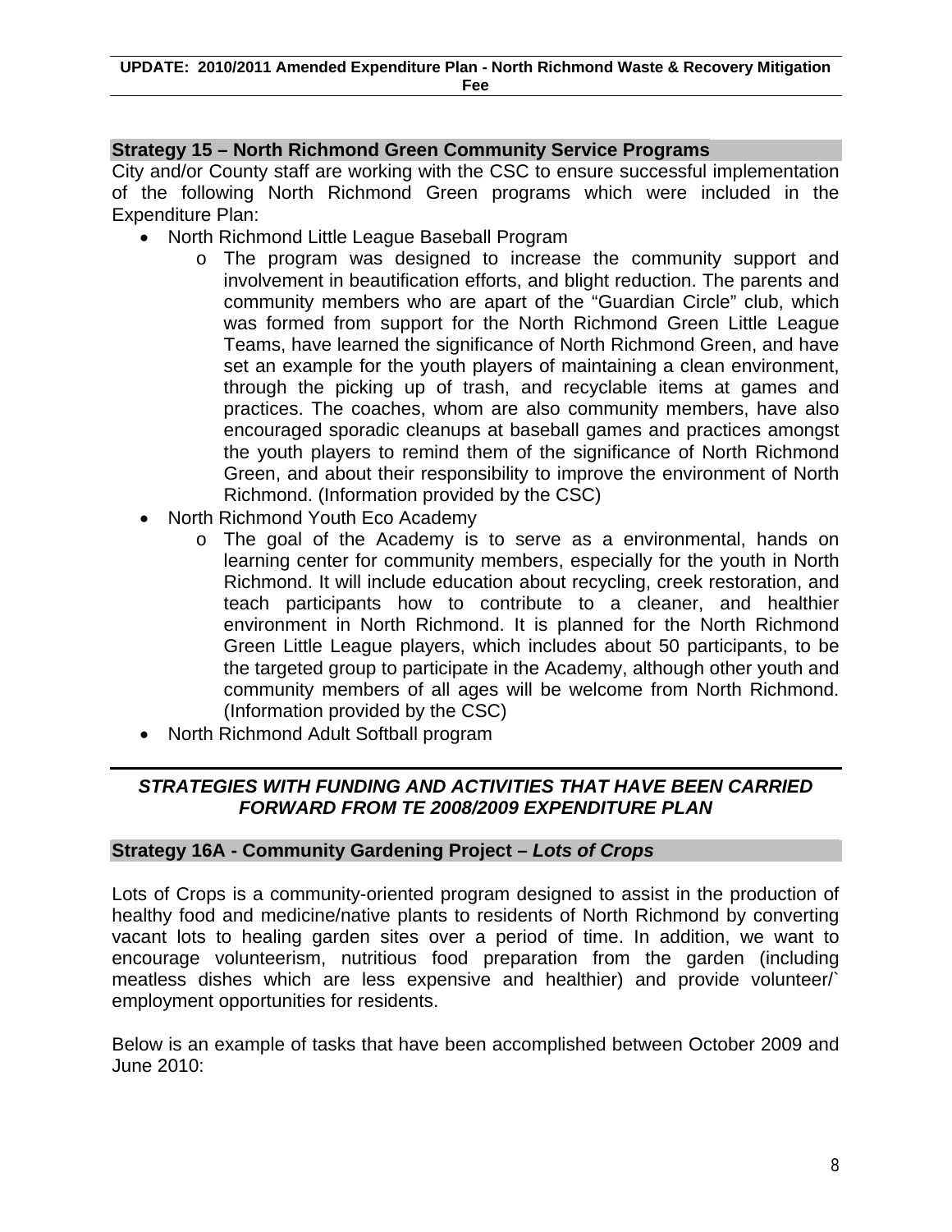## Strategy 15 – North Richmond Green Community Service Programs

City and/or County staff are working with the CSC to ensure successful implementation of the following North Richmond Green programs which were included in the Expenditure Plan:

- North Richmond Little League Baseball Program
    - The program was designed to increase the community support and involvement in beautification efforts, and blight reduction. The parents and community members who are apart of the "Guardian Circle" club, which was formed from support for the North Richmond Green Little League Teams, have learned the significance of North Richmond Green, and have set an example for the youth players of maintaining a clean environment, through the picking up of trash, and recyclable items at games and practices. The coaches, whom are also community members, have also encouraged sporadic cleanups at baseball games and practices amongst the youth players to remind them of the significance of North Richmond Green, and about their responsibility to improve the environment of North Richmond. (Information provided by the CSC)
- North Richmond Youth Eco Academy
    - The goal of the Academy is to serve as a environmental, hands on learning center for community members, especially for the youth in North Richmond. It will include education about recycling, creek restoration, and teach participants how to contribute to a cleaner, and healthier environment in North Richmond. It is planned for the North Richmond Green Little League players, which includes about 50 participants, to be the targeted group to participate in the Academy, although other youth and community members of all ages will be welcome from North Richmond. (Information provided by the CSC)
- North Richmond Adult Softball program

---

***STRATEGIES WITH FUNDING AND ACTIVITIES THAT HAVE BEEN CARRIED FORWARD FROM TE 2008/2009 EXPENDITURE PLAN***

## Strategy 16A - Community Gardening Project – *Lots of Crops*

Lots of Crops is a community-oriented program designed to assist in the production of healthy food and medicine/native plants to residents of North Richmond by converting vacant lots to healing garden sites over a period of time. In addition, we want to encourage volunteerism, nutritious food preparation from the garden (including meatless dishes which are less expensive and healthier) and provide volunteer/` employment opportunities for residents.

Below is an example of tasks that have been accomplished between October 2009 and June 2010: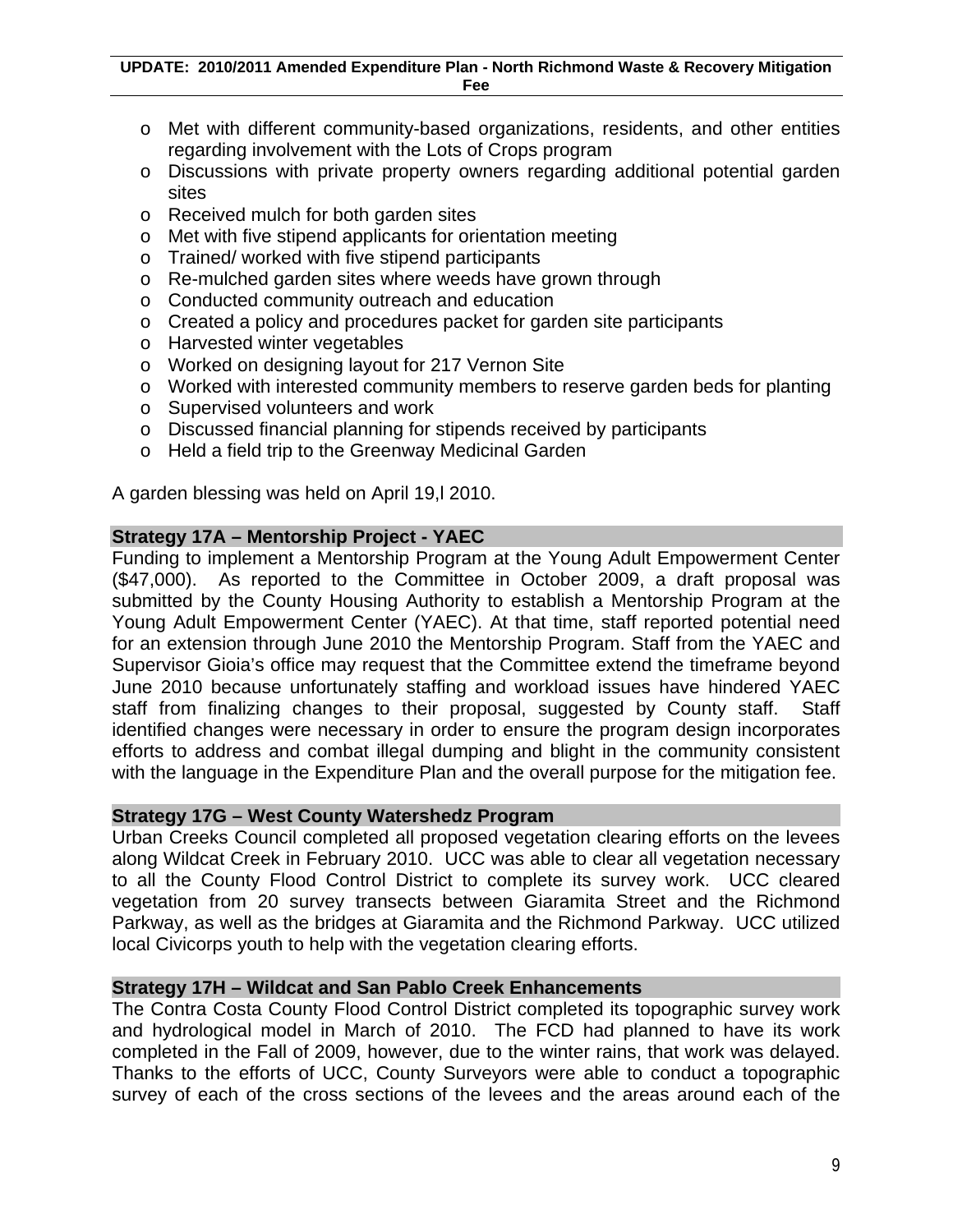- Met with different community-based organizations, residents, and other entities regarding involvement with the Lots of Crops program
- Discussions with private property owners regarding additional potential garden sites
- Received mulch for both garden sites
- Met with five stipend applicants for orientation meeting
- Trained/ worked with five stipend participants
- Re-mulched garden sites where weeds have grown through
- Conducted community outreach and education
- Created a policy and procedures packet for garden site participants
- Harvested winter vegetables
- Worked on designing layout for 217 Vernon Site
- Worked with interested community members to reserve garden beds for planting
- Supervised volunteers and work
- Discussed financial planning for stipends received by participants
- Held a field trip to the Greenway Medicinal Garden

A garden blessing was held on April 19,l 2010.

**Strategy 17A – Mentorship Project - YAEC**

Funding to implement a Mentorship Program at the Young Adult Empowerment Center ($47,000). As reported to the Committee in October 2009, a draft proposal was submitted by the County Housing Authority to establish a Mentorship Program at the Young Adult Empowerment Center (YAEC). At that time, staff reported potential need for an extension through June 2010 the Mentorship Program. Staff from the YAEC and Supervisor Gioia's office may request that the Committee extend the timeframe beyond June 2010 because unfortunately staffing and workload issues have hindered YAEC staff from finalizing changes to their proposal, suggested by County staff. Staff identified changes were necessary in order to ensure the program design incorporates efforts to address and combat illegal dumping and blight in the community consistent with the language in the Expenditure Plan and the overall purpose for the mitigation fee.

**Strategy 17G – West County Watershedz Program**

Urban Creeks Council completed all proposed vegetation clearing efforts on the levees along Wildcat Creek in February 2010. UCC was able to clear all vegetation necessary to all the County Flood Control District to complete its survey work. UCC cleared vegetation from 20 survey transects between Giaramita Street and the Richmond Parkway, as well as the bridges at Giaramita and the Richmond Parkway. UCC utilized local Civicorps youth to help with the vegetation clearing efforts.

**Strategy 17H – Wildcat and San Pablo Creek Enhancements**

The Contra Costa County Flood Control District completed its topographic survey work and hydrological model in March of 2010. The FCD had planned to have its work completed in the Fall of 2009, however, due to the winter rains, that work was delayed. Thanks to the efforts of UCC, County Surveyors were able to conduct a topographic survey of each of the cross sections of the levees and the areas around each of the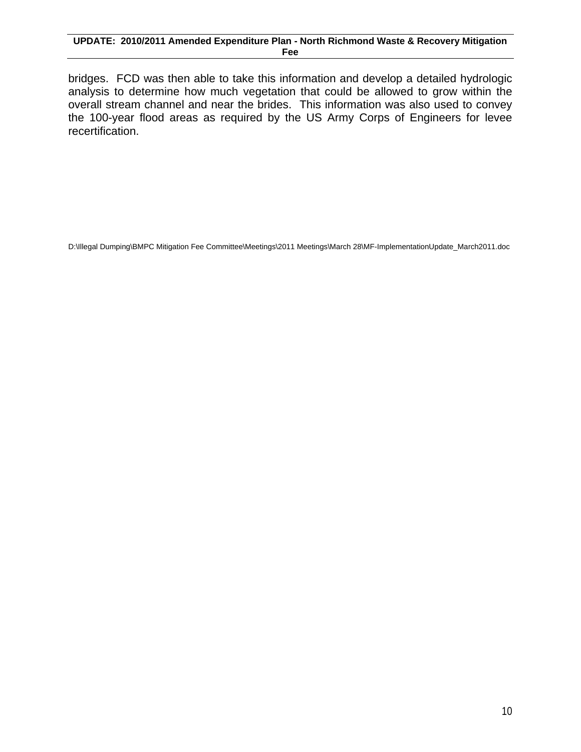bridges. FCD was then able to take this information and develop a detailed hydrologic analysis to determine how much vegetation that could be allowed to grow within the overall stream channel and near the brides. This information was also used to convey the 100-year flood areas as required by the US Army Corps of Engineers for levee recertification.

D:\Illegal Dumping\BMPC Mitigation Fee Committee\Meetings\2011 Meetings\March 28\MF-ImplementationUpdate_March2011.doc